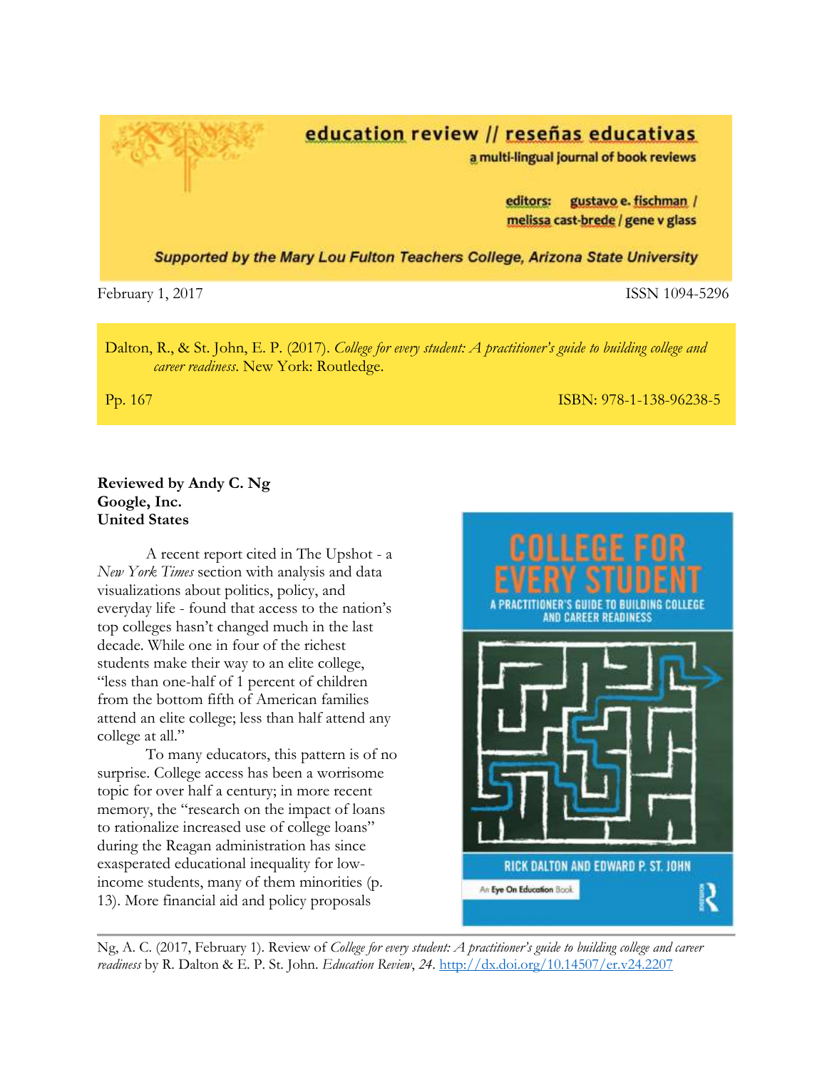education review // reseñas educativas
a multi-lingual journal of book reviews

editors: gustavo e. fischman / melissa cast-brede / gene v glass

*Supported by the Mary Lou Fulton Teachers College, Arizona State University*

February 1, 2017 ISSN 1094-5296

Dalton, R., & St. John, E. P. (2017). *College for every student: A practitioner's guide to building college and career readiness*. New York: Routledge.

Pp. 167 ISBN: 978-1-138-96238-5

**Reviewed by Andy C. Ng**
**Google, Inc.**
**United States**

A recent report cited in The Upshot - a *New York Times* section with analysis and data visualizations about politics, policy, and everyday life - found that access to the nation's top colleges hasn't changed much in the last decade. While one in four of the richest students make their way to an elite college, "less than one-half of 1 percent of children from the bottom fifth of American families attend an elite college; less than half attend any college at all."

To many educators, this pattern is of no surprise. College access has been a worrisome topic for over half a century; in more recent memory, the "research on the impact of loans to rationalize increased use of college loans" during the Reagan administration has since exasperated educational inequality for low-income students, many of them minorities (p. 13). More financial aid and policy proposals

Ng, A. C. (2017, February 1). Review of *College for every student: A practitioner's guide to building college and career readiness* by R. Dalton & E. P. St. John. *Education Review*, *24*. http://dx.doi.org/10.14507/er.v24.2207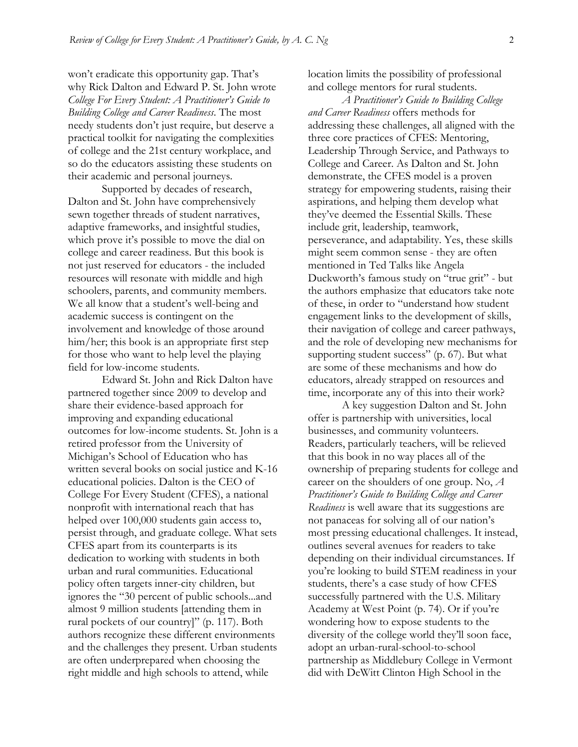won't eradicate this opportunity gap. That's why Rick Dalton and Edward P. St. John wrote *College For Every Student: A Practitioner's Guide to Building College and Career Readiness*. The most needy students don't just require, but deserve a practical toolkit for navigating the complexities of college and the 21st century workplace, and so do the educators assisting these students on their academic and personal journeys.

Supported by decades of research, Dalton and St. John have comprehensively sewn together threads of student narratives, adaptive frameworks, and insightful studies, which prove it's possible to move the dial on college and career readiness. But this book is not just reserved for educators - the included resources will resonate with middle and high schoolers, parents, and community members. We all know that a student's well-being and academic success is contingent on the involvement and knowledge of those around him/her; this book is an appropriate first step for those who want to help level the playing field for low-income students.

Edward St. John and Rick Dalton have partnered together since 2009 to develop and share their evidence-based approach for improving and expanding educational outcomes for low-income students. St. John is a retired professor from the University of Michigan's School of Education who has written several books on social justice and K-16 educational policies. Dalton is the CEO of College For Every Student (CFES), a national nonprofit with international reach that has helped over 100,000 students gain access to, persist through, and graduate college. What sets CFES apart from its counterparts is its dedication to working with students in both urban and rural communities. Educational policy often targets inner-city children, but ignores the "30 percent of public schools...and almost 9 million students [attending them in rural pockets of our country]" (p. 117). Both authors recognize these different environments and the challenges they present. Urban students are often underprepared when choosing the right middle and high schools to attend, while location limits the possibility of professional and college mentors for rural students.

*A Practitioner's Guide to Building College and Career Readiness* offers methods for addressing these challenges, all aligned with the three core practices of CFES: Mentoring, Leadership Through Service, and Pathways to College and Career. As Dalton and St. John demonstrate, the CFES model is a proven strategy for empowering students, raising their aspirations, and helping them develop what they've deemed the Essential Skills. These include grit, leadership, teamwork, perseverance, and adaptability. Yes, these skills might seem common sense - they are often mentioned in Ted Talks like Angela Duckworth's famous study on "true grit" - but the authors emphasize that educators take note of these, in order to "understand how student engagement links to the development of skills, their navigation of college and career pathways, and the role of developing new mechanisms for supporting student success" (p. 67). But what are some of these mechanisms and how do educators, already strapped on resources and time, incorporate any of this into their work?

A key suggestion Dalton and St. John offer is partnership with universities, local businesses, and community volunteers. Readers, particularly teachers, will be relieved that this book in no way places all of the ownership of preparing students for college and career on the shoulders of one group. No, *A Practitioner's Guide to Building College and Career Readiness* is well aware that its suggestions are not panaceas for solving all of our nation's most pressing educational challenges. It instead, outlines several avenues for readers to take depending on their individual circumstances. If you're looking to build STEM readiness in your students, there's a case study of how CFES successfully partnered with the U.S. Military Academy at West Point (p. 74). Or if you're wondering how to expose students to the diversity of the college world they'll soon face, adopt an urban-rural-school-to-school partnership as Middlebury College in Vermont did with DeWitt Clinton High School in the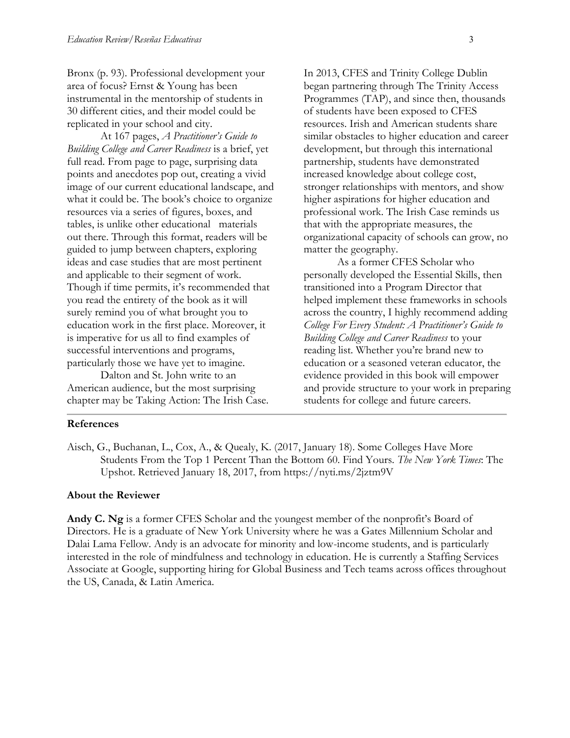Bronx (p. 93). Professional development your area of focus? Ernst & Young has been instrumental in the mentorship of students in 30 different cities, and their model could be replicated in your school and city.

At 167 pages, *A Practitioner's Guide to Building College and Career Readiness* is a brief, yet full read. From page to page, surprising data points and anecdotes pop out, creating a vivid image of our current educational landscape, and what it could be. The book's choice to organize resources via a series of figures, boxes, and tables, is unlike other educational materials out there. Through this format, readers will be guided to jump between chapters, exploring ideas and case studies that are most pertinent and applicable to their segment of work. Though if time permits, it's recommended that you read the entirety of the book as it will surely remind you of what brought you to education work in the first place. Moreover, it is imperative for us all to find examples of successful interventions and programs, particularly those we have yet to imagine.

Dalton and St. John write to an American audience, but the most surprising chapter may be Taking Action: The Irish Case. In 2013, CFES and Trinity College Dublin began partnering through The Trinity Access Programmes (TAP), and since then, thousands of students have been exposed to CFES resources. Irish and American students share similar obstacles to higher education and career development, but through this international partnership, students have demonstrated increased knowledge about college cost, stronger relationships with mentors, and show higher aspirations for higher education and professional work. The Irish Case reminds us that with the appropriate measures, the organizational capacity of schools can grow, no matter the geography.

As a former CFES Scholar who personally developed the Essential Skills, then transitioned into a Program Director that helped implement these frameworks in schools across the country, I highly recommend adding *College For Every Student: A Practitioner's Guide to Building College and Career Readiness* to your reading list. Whether you're brand new to education or a seasoned veteran educator, the evidence provided in this book will empower and provide structure to your work in preparing students for college and future careers.

## References

Aisch, G., Buchanan, L., Cox, A., & Quealy, K. (2017, January 18). Some Colleges Have More Students From the Top 1 Percent Than the Bottom 60. Find Yours. *The New York Times*: The Upshot. Retrieved January 18, 2017, from https://nyti.ms/2jztm9V

## About the Reviewer

**Andy C. Ng** is a former CFES Scholar and the youngest member of the nonprofit's Board of Directors. He is a graduate of New York University where he was a Gates Millennium Scholar and Dalai Lama Fellow. Andy is an advocate for minority and low-income students, and is particularly interested in the role of mindfulness and technology in education. He is currently a Staffing Services Associate at Google, supporting hiring for Global Business and Tech teams across offices throughout the US, Canada, & Latin America.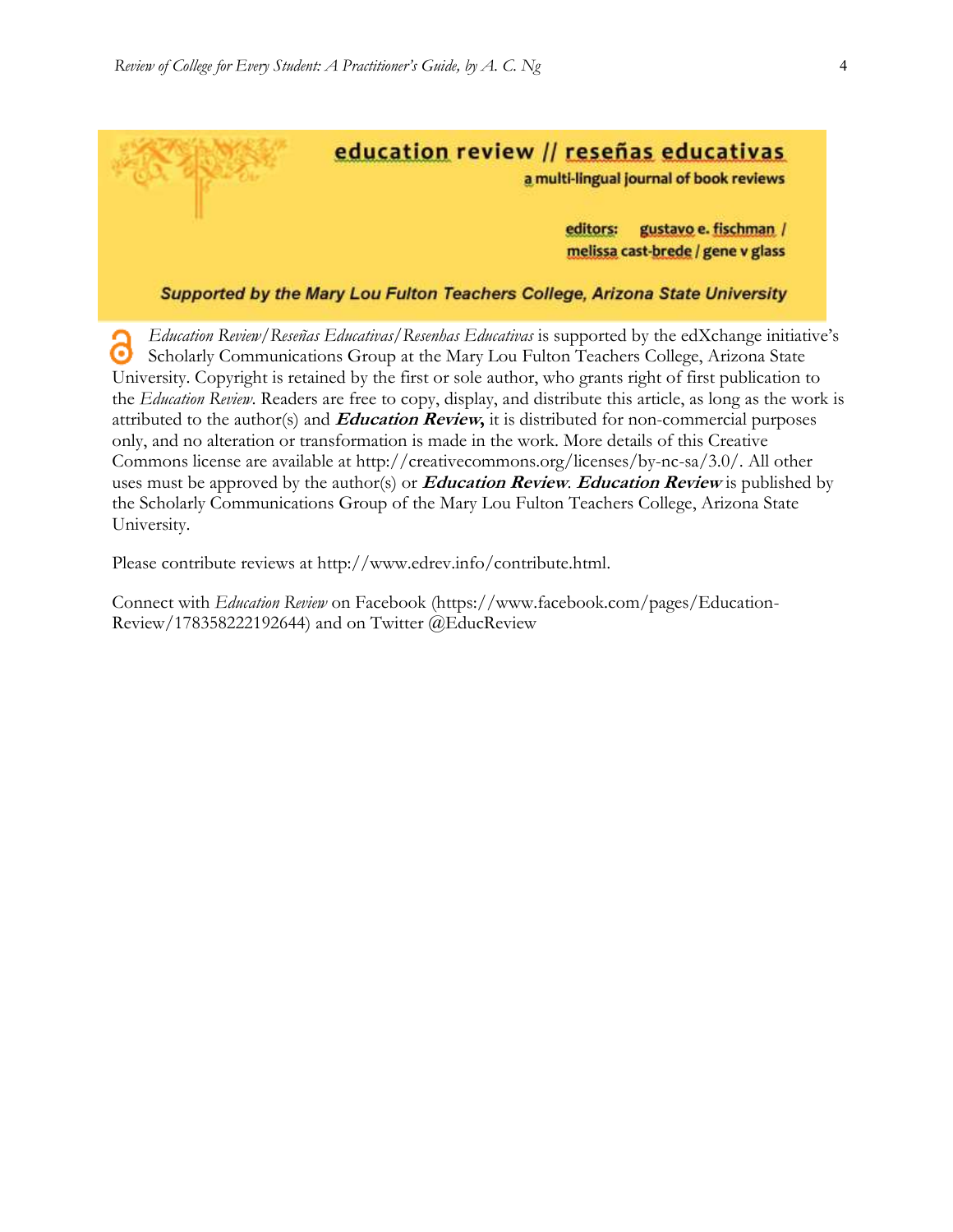**education review // reseñas educativas**

a multi-lingual journal of book reviews

editors: gustavo e. fischman / melissa cast-brede / gene v glass

*Supported by the Mary Lou Fulton Teachers College, Arizona State University*

*Education Review/Reseñas Educativas/Resenhas Educativas* is supported by the edXchange initiative's Scholarly Communications Group at the Mary Lou Fulton Teachers College, Arizona State University. Copyright is retained by the first or sole author, who grants right of first publication to the *Education Review*. Readers are free to copy, display, and distribute this article, as long as the work is attributed to the author(s) and ***Education Review***, it is distributed for non-commercial purposes only, and no alteration or transformation is made in the work. More details of this Creative Commons license are available at http://creativecommons.org/licenses/by-nc-sa/3.0/. All other uses must be approved by the author(s) or ***Education Review***. ***Education Review*** is published by the Scholarly Communications Group of the Mary Lou Fulton Teachers College, Arizona State University.

Please contribute reviews at http://www.edrev.info/contribute.html.

Connect with *Education Review* on Facebook (https://www.facebook.com/pages/Education-Review/178358222192644) and on Twitter @EducReview